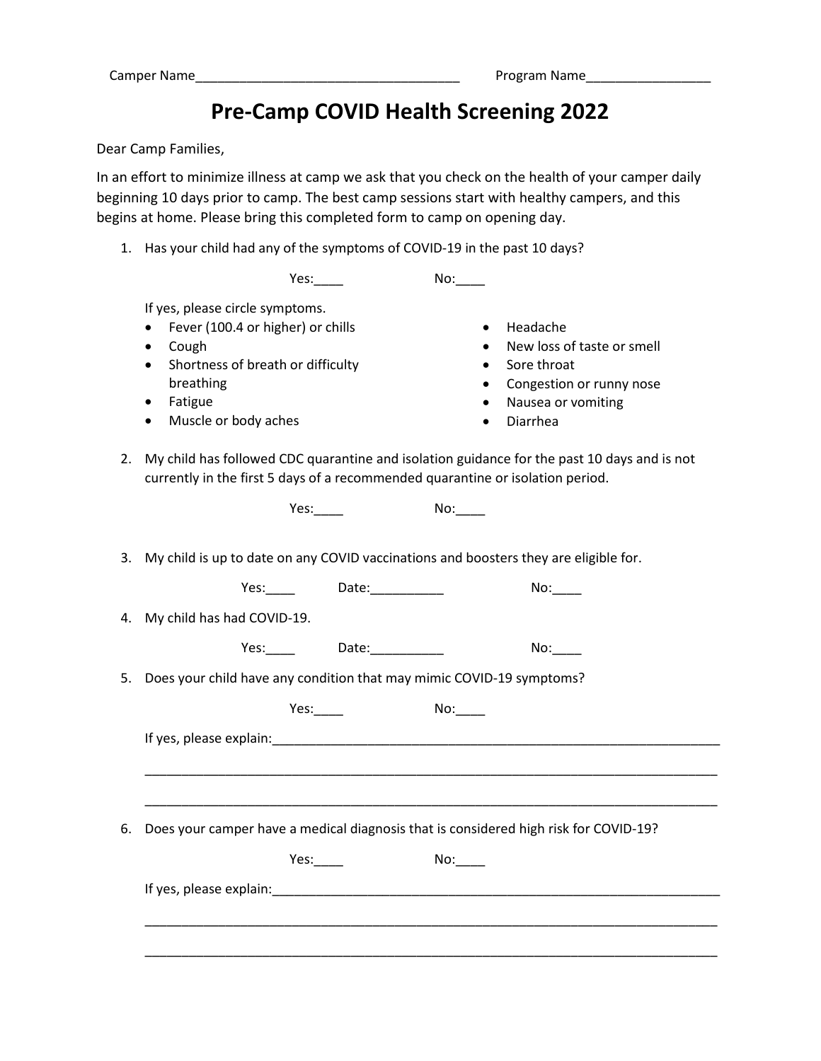Camper Name____________________________________ Program Name_________________

# Pre-Camp COVID Health Screening 2022

Dear Camp Families,

In an effort to minimize illness at camp we ask that you check on the health of your camper daily beginning 10 days prior to camp. The best camp sessions start with healthy campers, and this begins at home. Please bring this completed form to camp on opening day.

1. Has your child had any of the symptoms of COVID-19 in the past 10 days?

   Yes:____ No:____

   If yes, please circle symptoms.

   - Fever (100.4 or higher) or chills
   - Cough
   - Shortness of breath or difficulty breathing
   - Fatigue
   - Muscle or body aches
   - Headache
   - New loss of taste or smell
   - Sore throat
   - Congestion or runny nose
   - Nausea or vomiting
   - Diarrhea

2. My child has followed CDC quarantine and isolation guidance for the past 10 days and is not currently in the first 5 days of a recommended quarantine or isolation period.

   Yes:____ No:____

3. My child is up to date on any COVID vaccinations and boosters they are eligible for.

   Yes:____ Date:__________ No:____

4. My child has had COVID-19.

   Yes:____ Date:__________ No:____

5. Does your child have any condition that may mimic COVID-19 symptoms?

   Yes:____ No:____

   If yes, please explain:_________________________________________________________________

   _______________________________________________________________________________

   _______________________________________________________________________________

6. Does your camper have a medical diagnosis that is considered high risk for COVID-19?

   Yes:____ No:____

   If yes, please explain:_________________________________________________________________

   _______________________________________________________________________________

   _______________________________________________________________________________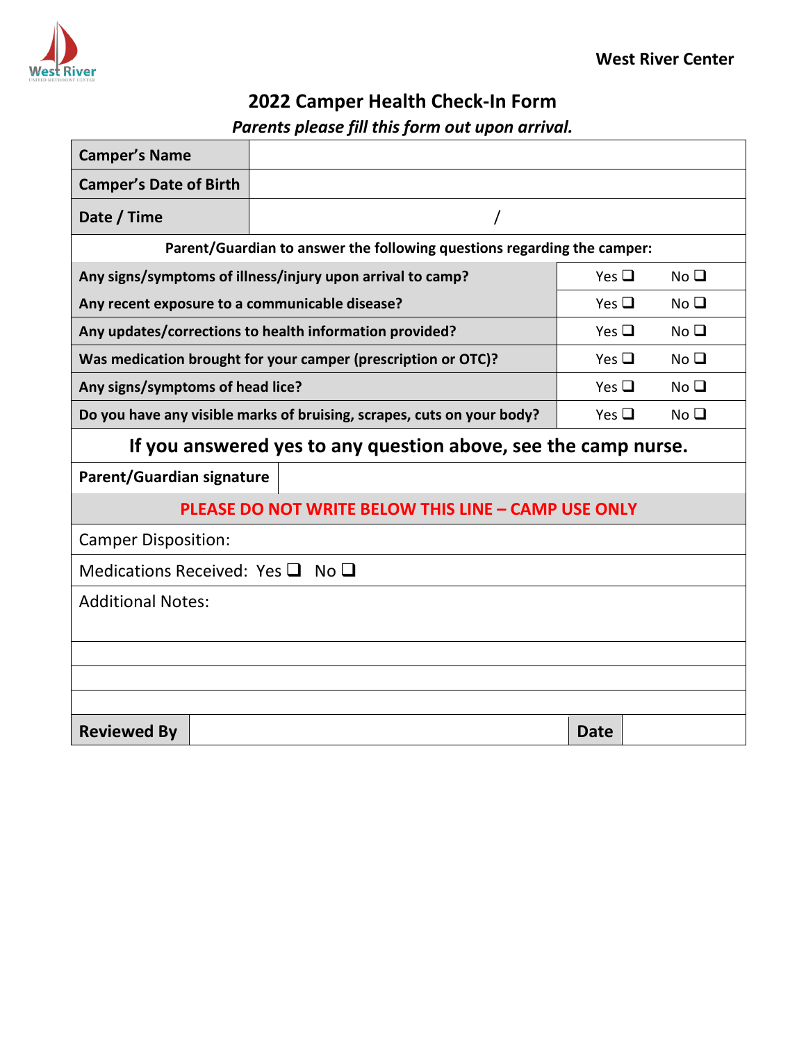West River Center

# 2022 Camper Health Check-In Form

*Parents please fill this form out upon arrival.*

| | |
|---|---|
| **Camper's Name** | |
| **Camper's Date of Birth** | |
| **Date / Time** | / |

**Parent/Guardian to answer the following questions regarding the camper:**

| | | |
|---|---|---|
| **Any signs/symptoms of illness/injury upon arrival to camp?** | Yes ❑ | No ❑ |
| **Any recent exposure to a communicable disease?** | Yes ❑ | No ❑ |
| **Any updates/corrections to health information provided?** | Yes ❑ | No ❑ |
| **Was medication brought for your camper (prescription or OTC)?** | Yes ❑ | No ❑ |
| **Any signs/symptoms of head lice?** | Yes ❑ | No ❑ |
| **Do you have any visible marks of bruising, scrapes, cuts on your body?** | Yes ❑ | No ❑ |

## If you answered yes to any question above, see the camp nurse.

| | |
|---|---|
| **Parent/Guardian signature** | |

**PLEASE DO NOT WRITE BELOW THIS LINE – CAMP USE ONLY**

Camper Disposition:

Medications Received: Yes ❑ No ❑

Additional Notes:

| | | | |
|---|---|---|---|
| **Reviewed By** | | **Date** | |